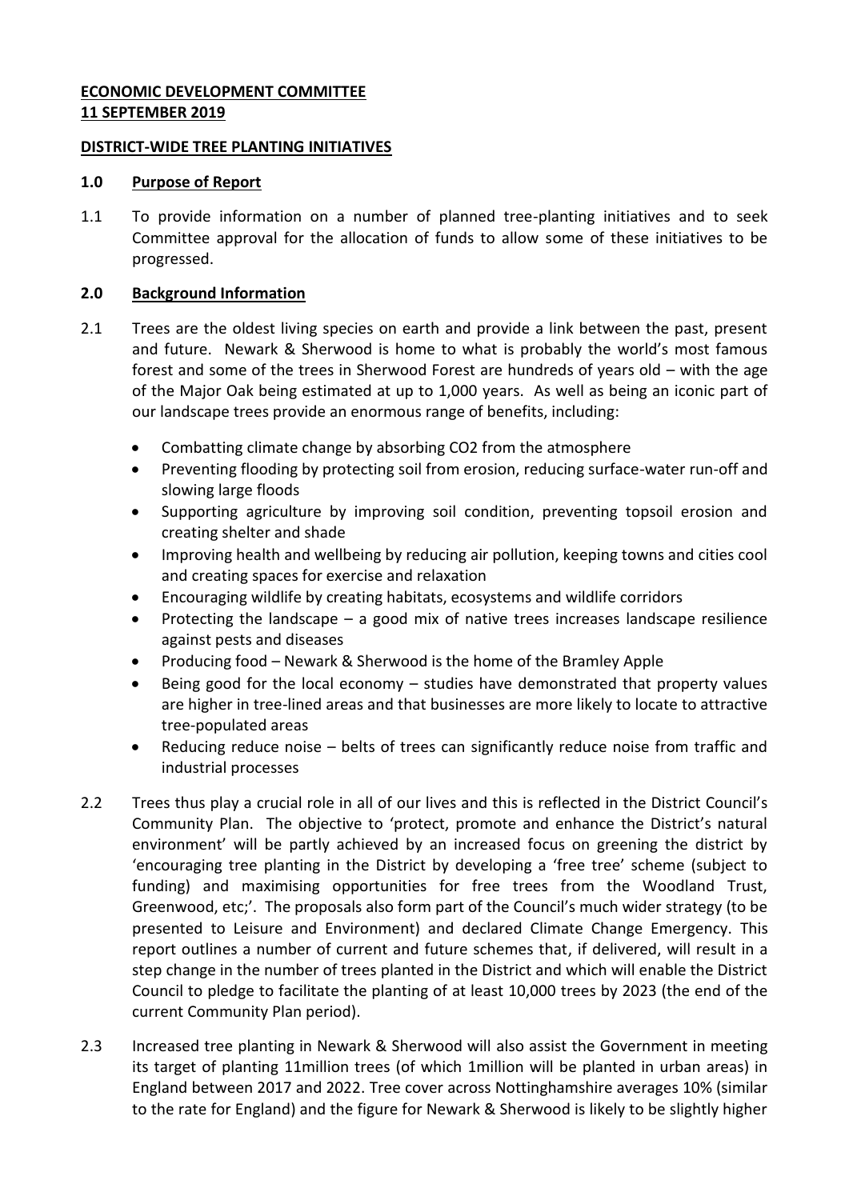**ECONOMIC DEVELOPMENT COMMITTEE**
**11 SEPTEMBER 2019**

**DISTRICT-WIDE TREE PLANTING INITIATIVES**

## 1.0 Purpose of Report

1.1 To provide information on a number of planned tree-planting initiatives and to seek Committee approval for the allocation of funds to allow some of these initiatives to be progressed.

## 2.0 Background Information

2.1 Trees are the oldest living species on earth and provide a link between the past, present and future. Newark & Sherwood is home to what is probably the world's most famous forest and some of the trees in Sherwood Forest are hundreds of years old – with the age of the Major Oak being estimated at up to 1,000 years. As well as being an iconic part of our landscape trees provide an enormous range of benefits, including:

- Combatting climate change by absorbing CO2 from the atmosphere
- Preventing flooding by protecting soil from erosion, reducing surface-water run-off and slowing large floods
- Supporting agriculture by improving soil condition, preventing topsoil erosion and creating shelter and shade
- Improving health and wellbeing by reducing air pollution, keeping towns and cities cool and creating spaces for exercise and relaxation
- Encouraging wildlife by creating habitats, ecosystems and wildlife corridors
- Protecting the landscape – a good mix of native trees increases landscape resilience against pests and diseases
- Producing food – Newark & Sherwood is the home of the Bramley Apple
- Being good for the local economy – studies have demonstrated that property values are higher in tree-lined areas and that businesses are more likely to locate to attractive tree-populated areas
- Reducing reduce noise – belts of trees can significantly reduce noise from traffic and industrial processes

2.2 Trees thus play a crucial role in all of our lives and this is reflected in the District Council's Community Plan. The objective to 'protect, promote and enhance the District's natural environment' will be partly achieved by an increased focus on greening the district by 'encouraging tree planting in the District by developing a 'free tree' scheme (subject to funding) and maximising opportunities for free trees from the Woodland Trust, Greenwood, etc;'. The proposals also form part of the Council's much wider strategy (to be presented to Leisure and Environment) and declared Climate Change Emergency. This report outlines a number of current and future schemes that, if delivered, will result in a step change in the number of trees planted in the District and which will enable the District Council to pledge to facilitate the planting of at least 10,000 trees by 2023 (the end of the current Community Plan period).

2.3 Increased tree planting in Newark & Sherwood will also assist the Government in meeting its target of planting 11million trees (of which 1million will be planted in urban areas) in England between 2017 and 2022. Tree cover across Nottinghamshire averages 10% (similar to the rate for England) and the figure for Newark & Sherwood is likely to be slightly higher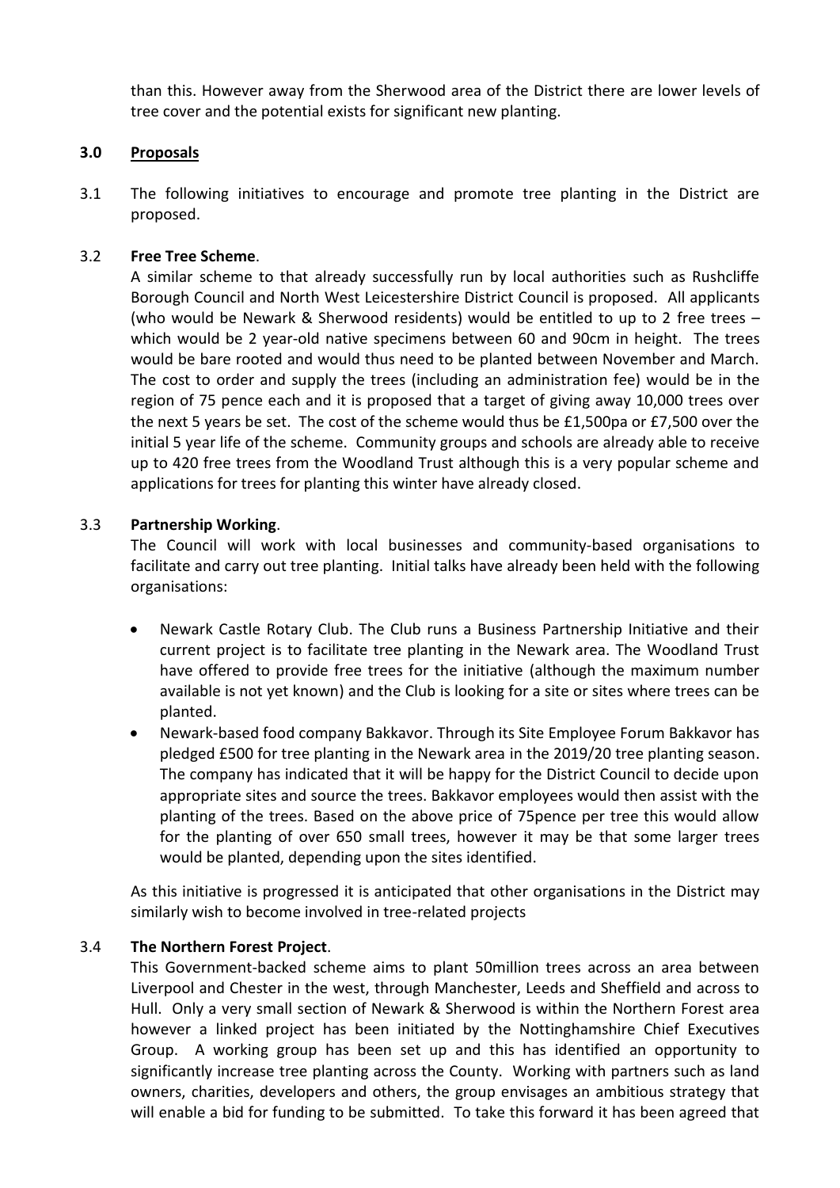than this. However away from the Sherwood area of the District there are lower levels of tree cover and the potential exists for significant new planting.

## 3.0 Proposals

3.1 The following initiatives to encourage and promote tree planting in the District are proposed.

3.2 **Free Tree Scheme**.

A similar scheme to that already successfully run by local authorities such as Rushcliffe Borough Council and North West Leicestershire District Council is proposed. All applicants (who would be Newark & Sherwood residents) would be entitled to up to 2 free trees – which would be 2 year-old native specimens between 60 and 90cm in height. The trees would be bare rooted and would thus need to be planted between November and March. The cost to order and supply the trees (including an administration fee) would be in the region of 75 pence each and it is proposed that a target of giving away 10,000 trees over the next 5 years be set. The cost of the scheme would thus be £1,500pa or £7,500 over the initial 5 year life of the scheme. Community groups and schools are already able to receive up to 420 free trees from the Woodland Trust although this is a very popular scheme and applications for trees for planting this winter have already closed.

3.3 **Partnership Working**.

The Council will work with local businesses and community-based organisations to facilitate and carry out tree planting. Initial talks have already been held with the following organisations:

- Newark Castle Rotary Club. The Club runs a Business Partnership Initiative and their current project is to facilitate tree planting in the Newark area. The Woodland Trust have offered to provide free trees for the initiative (although the maximum number available is not yet known) and the Club is looking for a site or sites where trees can be planted.
- Newark-based food company Bakkavor. Through its Site Employee Forum Bakkavor has pledged £500 for tree planting in the Newark area in the 2019/20 tree planting season. The company has indicated that it will be happy for the District Council to decide upon appropriate sites and source the trees. Bakkavor employees would then assist with the planting of the trees. Based on the above price of 75pence per tree this would allow for the planting of over 650 small trees, however it may be that some larger trees would be planted, depending upon the sites identified.

As this initiative is progressed it is anticipated that other organisations in the District may similarly wish to become involved in tree-related projects

3.4 **The Northern Forest Project**.

This Government-backed scheme aims to plant 50million trees across an area between Liverpool and Chester in the west, through Manchester, Leeds and Sheffield and across to Hull. Only a very small section of Newark & Sherwood is within the Northern Forest area however a linked project has been initiated by the Nottinghamshire Chief Executives Group. A working group has been set up and this has identified an opportunity to significantly increase tree planting across the County. Working with partners such as land owners, charities, developers and others, the group envisages an ambitious strategy that will enable a bid for funding to be submitted. To take this forward it has been agreed that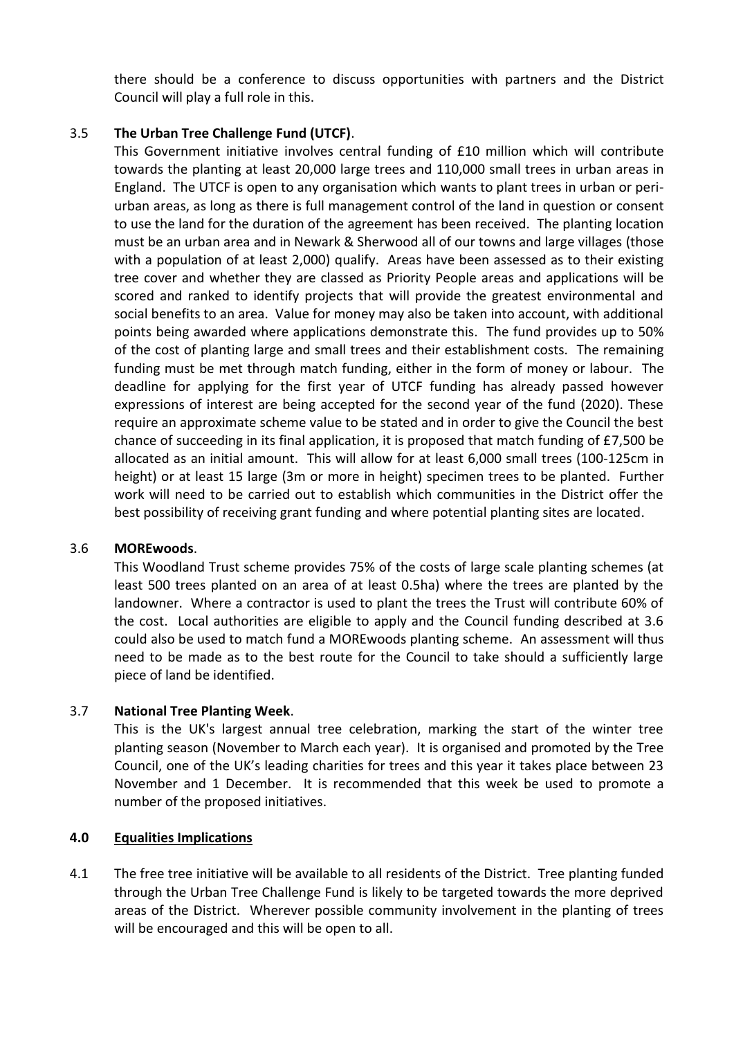there should be a conference to discuss opportunities with partners and the District Council will play a full role in this.

3.5 **The Urban Tree Challenge Fund (UTCF)**.

This Government initiative involves central funding of £10 million which will contribute towards the planting at least 20,000 large trees and 110,000 small trees in urban areas in England. The UTCF is open to any organisation which wants to plant trees in urban or peri-urban areas, as long as there is full management control of the land in question or consent to use the land for the duration of the agreement has been received. The planting location must be an urban area and in Newark & Sherwood all of our towns and large villages (those with a population of at least 2,000) qualify. Areas have been assessed as to their existing tree cover and whether they are classed as Priority People areas and applications will be scored and ranked to identify projects that will provide the greatest environmental and social benefits to an area. Value for money may also be taken into account, with additional points being awarded where applications demonstrate this. The fund provides up to 50% of the cost of planting large and small trees and their establishment costs. The remaining funding must be met through match funding, either in the form of money or labour. The deadline for applying for the first year of UTCF funding has already passed however expressions of interest are being accepted for the second year of the fund (2020). These require an approximate scheme value to be stated and in order to give the Council the best chance of succeeding in its final application, it is proposed that match funding of £7,500 be allocated as an initial amount. This will allow for at least 6,000 small trees (100-125cm in height) or at least 15 large (3m or more in height) specimen trees to be planted. Further work will need to be carried out to establish which communities in the District offer the best possibility of receiving grant funding and where potential planting sites are located.

3.6 **MOREwoods**.

This Woodland Trust scheme provides 75% of the costs of large scale planting schemes (at least 500 trees planted on an area of at least 0.5ha) where the trees are planted by the landowner. Where a contractor is used to plant the trees the Trust will contribute 60% of the cost. Local authorities are eligible to apply and the Council funding described at 3.6 could also be used to match fund a MOREwoods planting scheme. An assessment will thus need to be made as to the best route for the Council to take should a sufficiently large piece of land be identified.

3.7 **National Tree Planting Week**.

This is the UK's largest annual tree celebration, marking the start of the winter tree planting season (November to March each year). It is organised and promoted by the Tree Council, one of the UK's leading charities for trees and this year it takes place between 23 November and 1 December. It is recommended that this week be used to promote a number of the proposed initiatives.

## 4.0 Equalities Implications

4.1 The free tree initiative will be available to all residents of the District. Tree planting funded through the Urban Tree Challenge Fund is likely to be targeted towards the more deprived areas of the District. Wherever possible community involvement in the planting of trees will be encouraged and this will be open to all.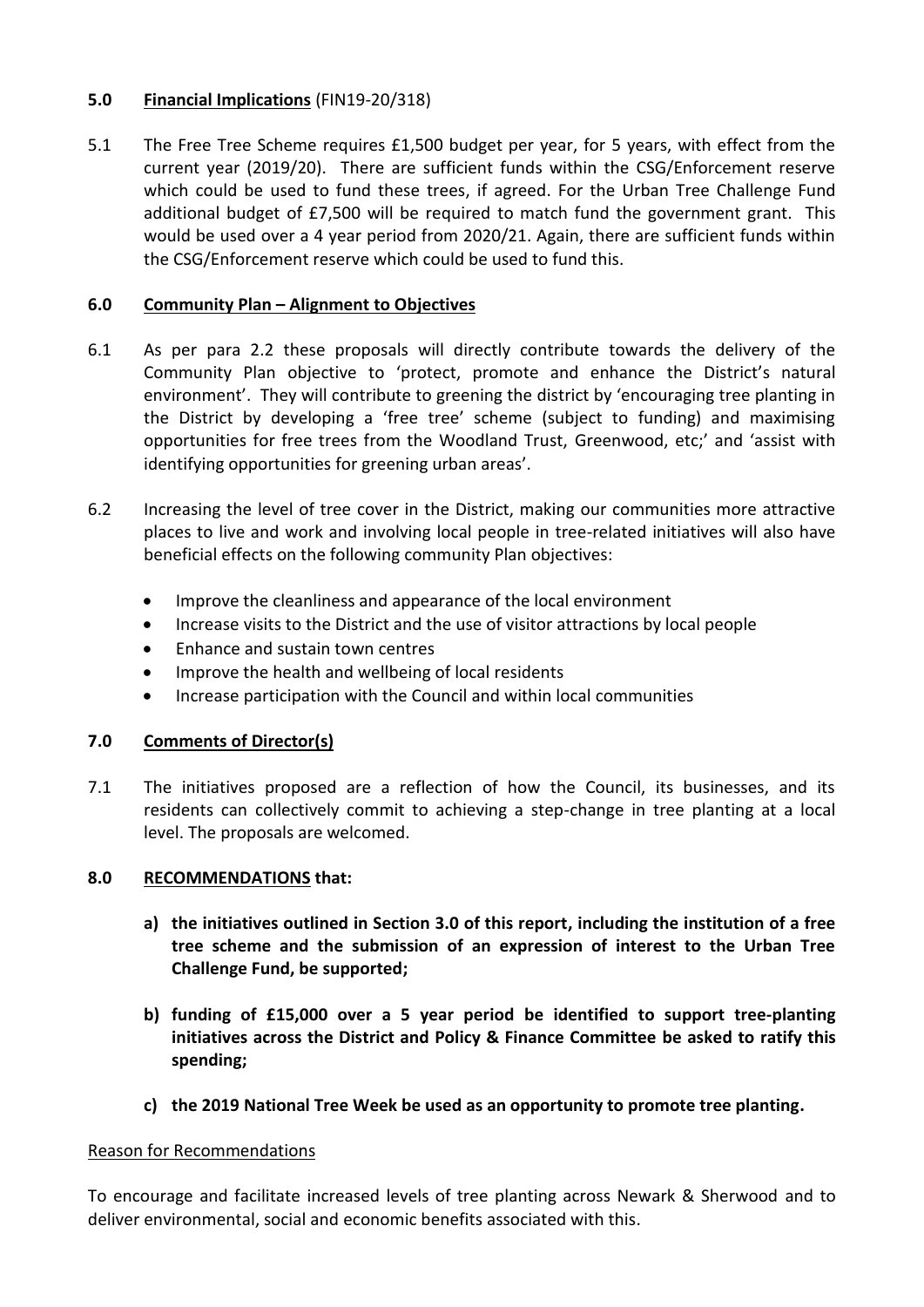## 5.0 **Financial Implications** (FIN19-20/318)

5.1 The Free Tree Scheme requires £1,500 budget per year, for 5 years, with effect from the current year (2019/20). There are sufficient funds within the CSG/Enforcement reserve which could be used to fund these trees, if agreed. For the Urban Tree Challenge Fund additional budget of £7,500 will be required to match fund the government grant. This would be used over a 4 year period from 2020/21. Again, there are sufficient funds within the CSG/Enforcement reserve which could be used to fund this.

## 6.0 **Community Plan – Alignment to Objectives**

6.1 As per para 2.2 these proposals will directly contribute towards the delivery of the Community Plan objective to 'protect, promote and enhance the District's natural environment'. They will contribute to greening the district by 'encouraging tree planting in the District by developing a 'free tree' scheme (subject to funding) and maximising opportunities for free trees from the Woodland Trust, Greenwood, etc;' and 'assist with identifying opportunities for greening urban areas'.

6.2 Increasing the level of tree cover in the District, making our communities more attractive places to live and work and involving local people in tree-related initiatives will also have beneficial effects on the following community Plan objectives:

- Improve the cleanliness and appearance of the local environment
- Increase visits to the District and the use of visitor attractions by local people
- Enhance and sustain town centres
- Improve the health and wellbeing of local residents
- Increase participation with the Council and within local communities

## 7.0 **Comments of Director(s)**

7.1 The initiatives proposed are a reflection of how the Council, its businesses, and its residents can collectively commit to achieving a step-change in tree planting at a local level. The proposals are welcomed.

## 8.0 **RECOMMENDATIONS that:**

**a) the initiatives outlined in Section 3.0 of this report, including the institution of a free tree scheme and the submission of an expression of interest to the Urban Tree Challenge Fund, be supported;**

**b) funding of £15,000 over a 5 year period be identified to support tree-planting initiatives across the District and Policy & Finance Committee be asked to ratify this spending;**

**c) the 2019 National Tree Week be used as an opportunity to promote tree planting.**

Reason for Recommendations

To encourage and facilitate increased levels of tree planting across Newark & Sherwood and to deliver environmental, social and economic benefits associated with this.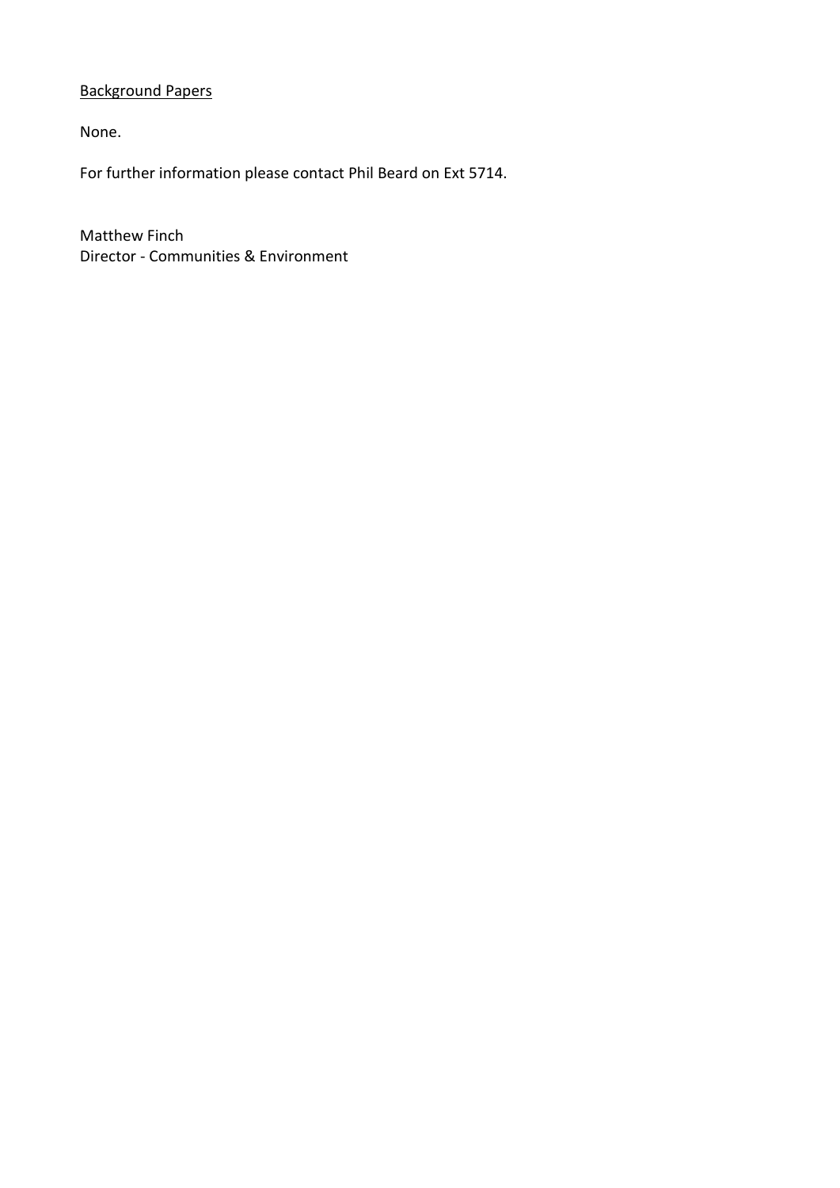## Background Papers

None.

For further information please contact Phil Beard on Ext 5714.

Matthew Finch
Director - Communities & Environment